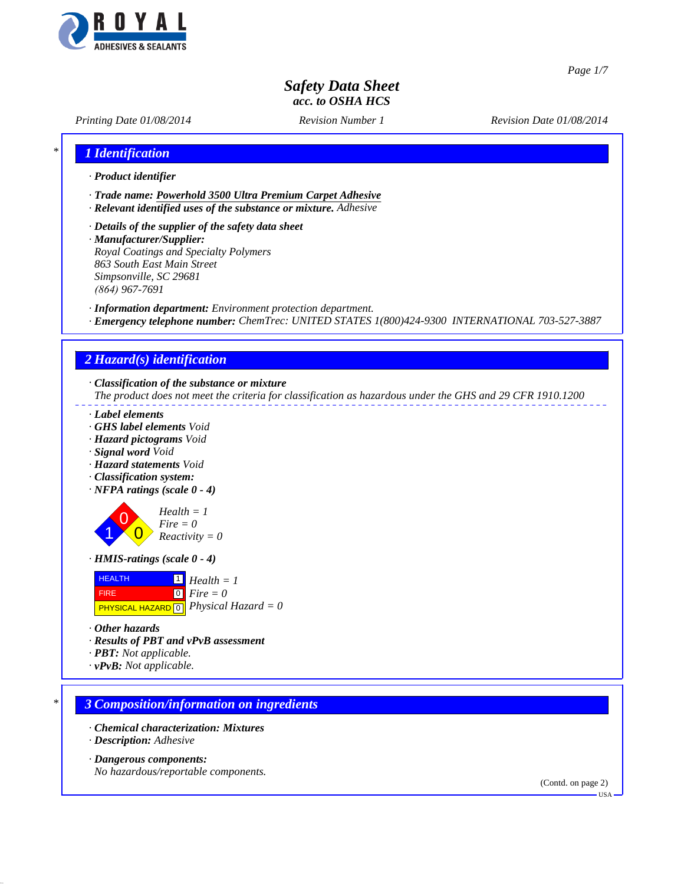ROYAL ADHESIVES & SEALANTS

# Safety Data Sheet
*acc. to OSHA HCS*

*Printing Date 01/08/2014* *Revision Number 1* *Revision Date 01/08/2014*

## 1 Identification

· **Product identifier**

· **Trade name:** **Powerhold 3500 Ultra Premium Carpet Adhesive**
· **Relevant identified uses of the substance or mixture.** Adhesive

· **Details of the supplier of the safety data sheet**
· **Manufacturer/Supplier:**
Royal Coatings and Specialty Polymers
863 South East Main Street
Simpsonville, SC 29681
(864) 967-7691

· **Information department:** Environment protection department.
· **Emergency telephone number:** ChemTrec: UNITED STATES 1(800)424-9300 INTERNATIONAL 703-527-3887

## 2 Hazard(s) identification

· **Classification of the substance or mixture**
The product does not meet the criteria for classification as hazardous under the GHS and 29 CFR 1910.1200

· **Label elements**
· **GHS label elements** Void
· **Hazard pictograms** Void
· **Signal word** Void
· **Hazard statements** Void
· **Classification system:**
· **NFPA ratings (scale 0 - 4)**

Health = 1
Fire = 0
Reactivity = 0

· **HMIS-ratings (scale 0 - 4)**

| | | |
|---|---|---|
| HEALTH | 1 | Health = 1 |
| FIRE | 0 | Fire = 0 |
| PHYSICAL HAZARD | 0 | Physical Hazard = 0 |

· **Other hazards**
· **Results of PBT and vPvB assessment**
· **PBT:** Not applicable.
· **vPvB:** Not applicable.

## 3 Composition/information on ingredients

· **Chemical characterization: Mixtures**
· **Description:** Adhesive

· **Dangerous components:**
No hazardous/reportable components.

(Contd. on page 2)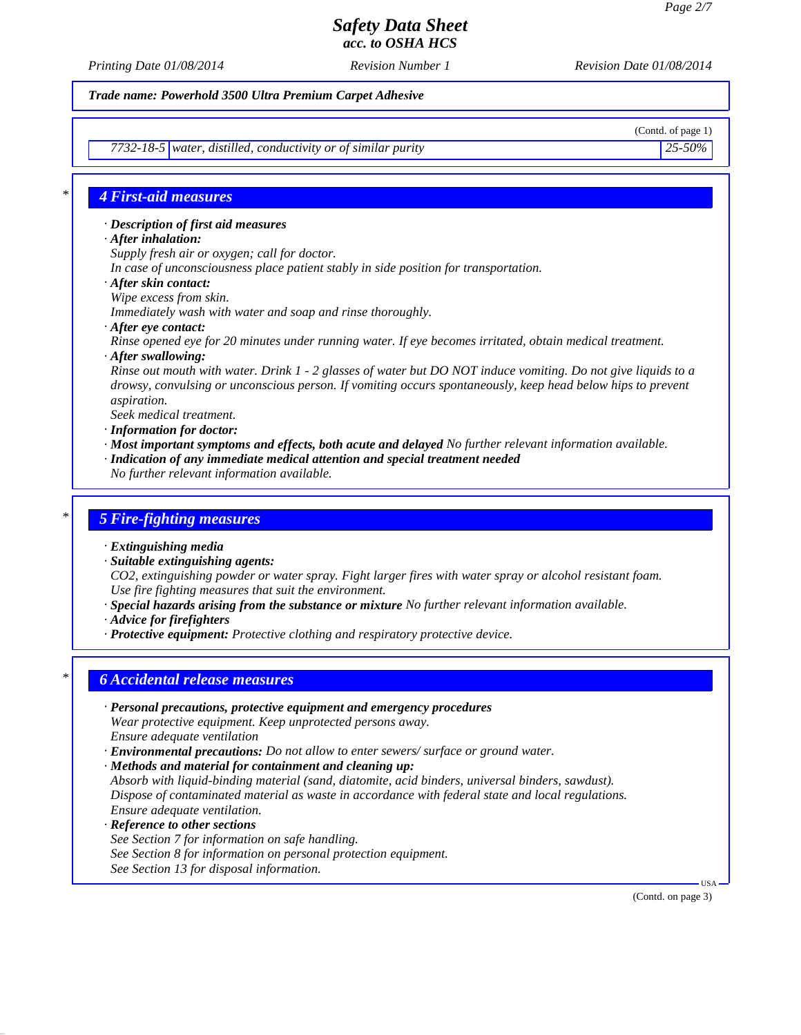**Trade name: Powerhold 3500 Ultra Premium Carpet Adhesive**

(Contd. of page 1)

| | | |
|---|---|---|
| 7732-18-5 | water, distilled, conductivity or of similar purity | 25-50% |

## 4 First-aid measures

- **Description of first aid measures**
- **After inhalation:**
  Supply fresh air or oxygen; call for doctor.
  In case of unconsciousness place patient stably in side position for transportation.
- **After skin contact:**
  Wipe excess from skin.
  Immediately wash with water and soap and rinse thoroughly.
- **After eye contact:**
  Rinse opened eye for 20 minutes under running water. If eye becomes irritated, obtain medical treatment.
- **After swallowing:**
  Rinse out mouth with water. Drink 1 - 2 glasses of water but DO NOT induce vomiting. Do not give liquids to a drowsy, convulsing or unconscious person. If vomiting occurs spontaneously, keep head below hips to prevent aspiration.
  Seek medical treatment.
- **Information for doctor:**
- **Most important symptoms and effects, both acute and delayed** No further relevant information available.
- **Indication of any immediate medical attention and special treatment needed**
  No further relevant information available.

## 5 Fire-fighting measures

- **Extinguishing media**
- **Suitable extinguishing agents:**
  $CO_2$, extinguishing powder or water spray. Fight larger fires with water spray or alcohol resistant foam.
  Use fire fighting measures that suit the environment.
- **Special hazards arising from the substance or mixture** No further relevant information available.
- **Advice for firefighters**
- **Protective equipment:** Protective clothing and respiratory protective device.

## 6 Accidental release measures

- **Personal precautions, protective equipment and emergency procedures**
  Wear protective equipment. Keep unprotected persons away.
  Ensure adequate ventilation
- **Environmental precautions:** Do not allow to enter sewers/ surface or ground water.
- **Methods and material for containment and cleaning up:**
  Absorb with liquid-binding material (sand, diatomite, acid binders, universal binders, sawdust).
  Dispose of contaminated material as waste in accordance with federal state and local regulations.
  Ensure adequate ventilation.
- **Reference to other sections**
  See Section 7 for information on safe handling.
  See Section 8 for information on personal protection equipment.
  See Section 13 for disposal information.

(Contd. on page 3)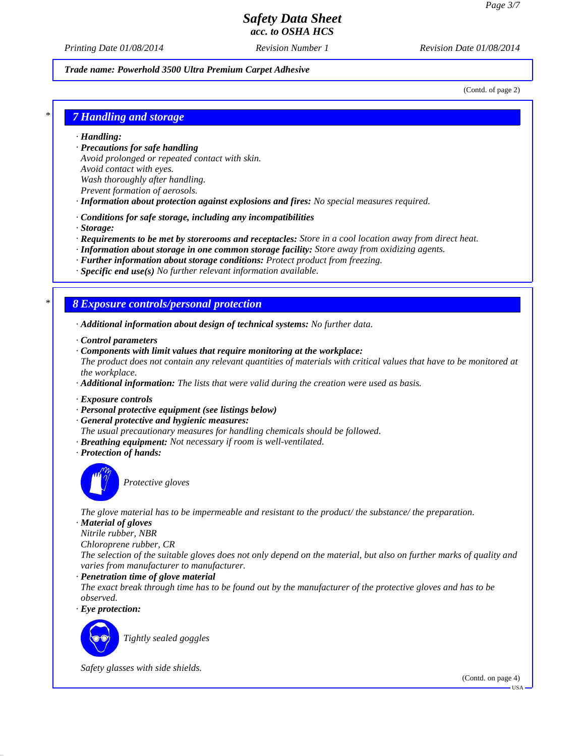Trade name: Powerhold 3500 Ultra Premium Carpet Adhesive

(Contd. of page 2)

## 7 Handling and storage

· **Handling:**
· **Precautions for safe handling**
Avoid prolonged or repeated contact with skin.
Avoid contact with eyes.
Wash thoroughly after handling.
Prevent formation of aerosols.
· **Information about protection against explosions and fires:** No special measures required.

· **Conditions for safe storage, including any incompatibilities**
· **Storage:**
· **Requirements to be met by storerooms and receptacles:** Store in a cool location away from direct heat.
· **Information about storage in one common storage facility:** Store away from oxidizing agents.
· **Further information about storage conditions:** Protect product from freezing.
· **Specific end use(s)** No further relevant information available.

## 8 Exposure controls/personal protection

· **Additional information about design of technical systems:** No further data.

· **Control parameters**
· **Components with limit values that require monitoring at the workplace:**
The product does not contain any relevant quantities of materials with critical values that have to be monitored at the workplace.
· **Additional information:** The lists that were valid during the creation were used as basis.

· **Exposure controls**
· **Personal protective equipment (see listings below)**
· **General protective and hygienic measures:**
The usual precautionary measures for handling chemicals should be followed.
· **Breathing equipment:** Not necessary if room is well-ventilated.
· **Protection of hands:**

Protective gloves

The glove material has to be impermeable and resistant to the product/ the substance/ the preparation.
· **Material of gloves**
Nitrile rubber, NBR
Chloroprene rubber, CR
The selection of the suitable gloves does not only depend on the material, but also on further marks of quality and varies from manufacturer to manufacturer.
· **Penetration time of glove material**
The exact break through time has to be found out by the manufacturer of the protective gloves and has to be observed.
· **Eye protection:**

Tightly sealed goggles

Safety glasses with side shields.

(Contd. on page 4)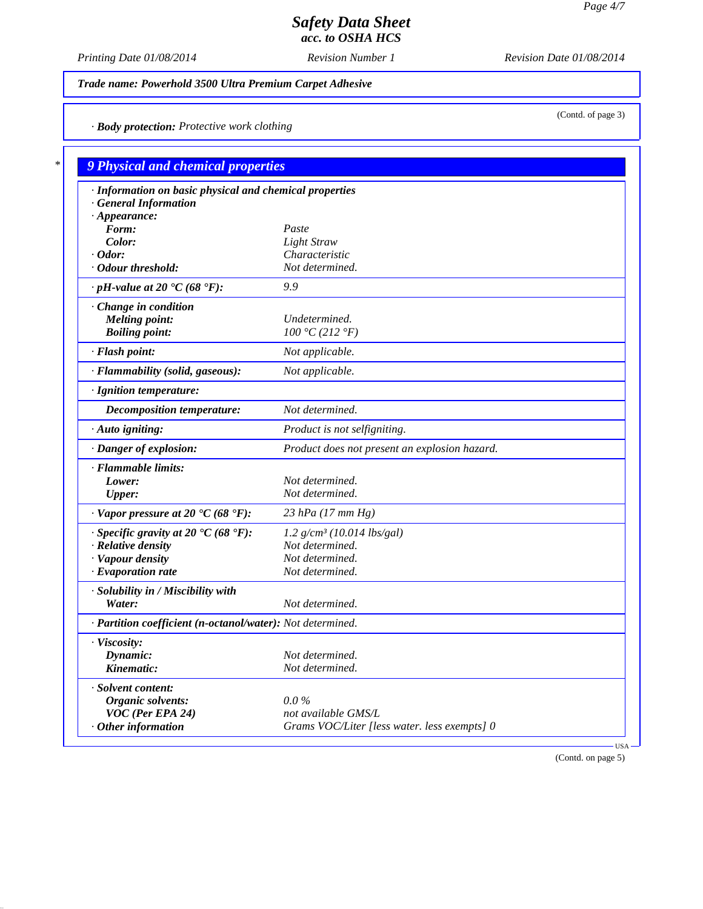# Safety Data Sheet
## acc. to OSHA HCS

*Printing Date 01/08/2014* | *Revision Number 1* | *Revision Date 01/08/2014*

**Trade name: Powerhold 3500 Ultra Premium Carpet Adhesive**

(Contd. of page 3)

· **Body protection:** *Protective work clothing*

## 9 Physical and chemical properties

· **Information on basic physical and chemical properties**
· **General Information**
· **Appearance:**

| | |
|---|---|
| **Form:** | Paste |
| **Color:** | Light Straw |
| · **Odor:** | Characteristic |
| · **Odour threshold:** | Not determined. |
| · **pH-value at 20 °C (68 °F):** | 9.9 |
| · **Change in condition** | |
| **Melting point:** | Undetermined. |
| **Boiling point:** | 100 °C (212 °F) |
| · **Flash point:** | Not applicable. |
| · **Flammability (solid, gaseous):** | Not applicable. |
| · **Ignition temperature:** | |
| **Decomposition temperature:** | Not determined. |
| · **Auto igniting:** | Product is not selfigniting. |
| · **Danger of explosion:** | Product does not present an explosion hazard. |
| · **Flammable limits:** | |
| **Lower:** | Not determined. |
| **Upper:** | Not determined. |
| · **Vapor pressure at 20 °C (68 °F):** | 23 hPa (17 mm Hg) |
| · **Specific gravity at 20 °C (68 °F):** | 1.2 g/cm³ (10.014 lbs/gal) |
| · **Relative density** | Not determined. |
| · **Vapour density** | Not determined. |
| · **Evaporation rate** | Not determined. |
| · **Solubility in / Miscibility with** | |
| **Water:** | Not determined. |
| · **Partition coefficient (n-octanol/water):** | Not determined. |
| · **Viscosity:** | |
| **Dynamic:** | Not determined. |
| **Kinematic:** | Not determined. |
| · **Solvent content:** | |
| **Organic solvents:** | 0.0 % |
| **VOC (Per EPA 24)** | not available GMS/L |
| · **Other information** | Grams VOC/Liter [less water. less exempts] 0 |

USA

(Contd. on page 5)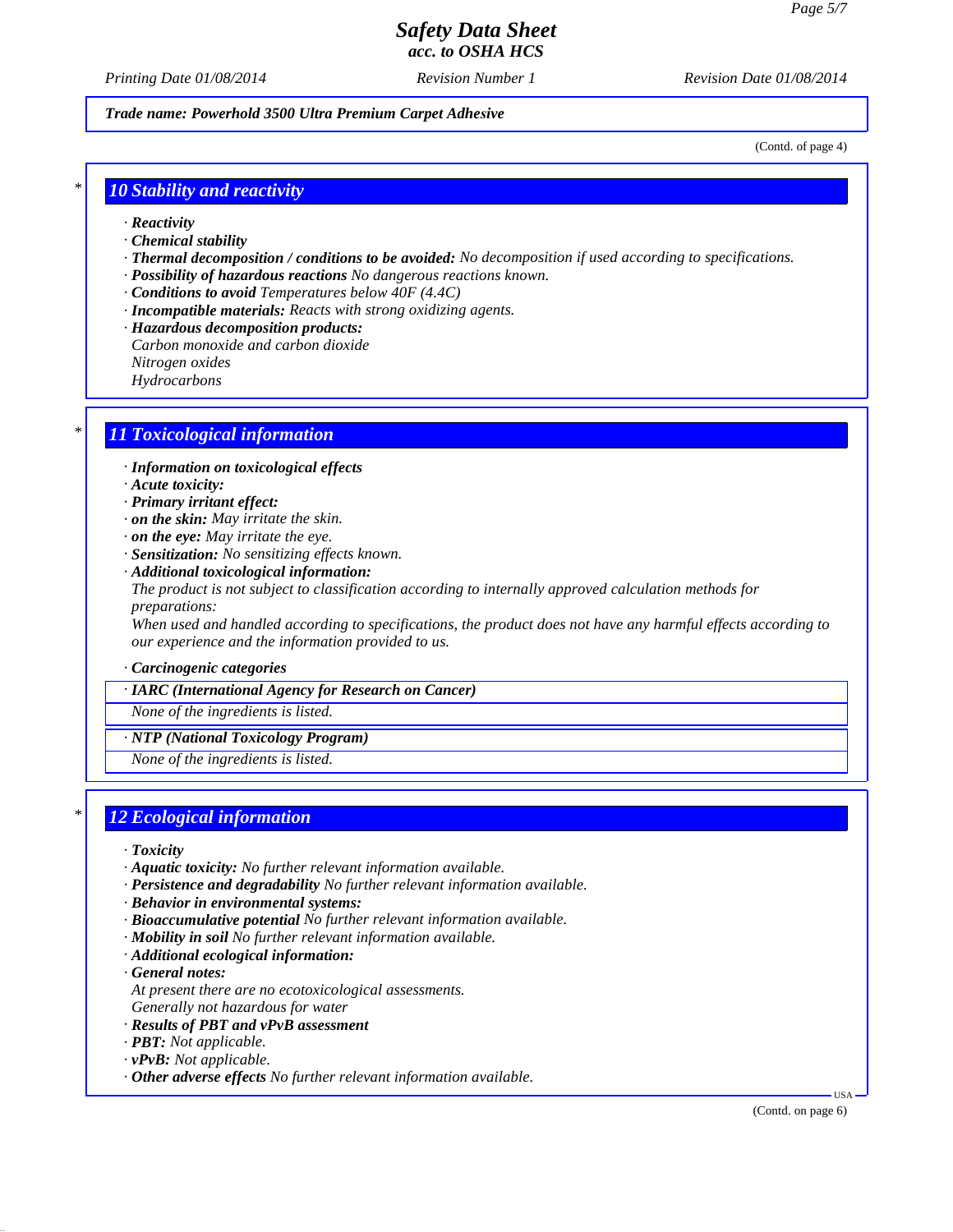Trade name: Powerhold 3500 Ultra Premium Carpet Adhesive

(Contd. of page 4)

## 10 Stability and reactivity

· **Reactivity**
· **Chemical stability**
· **Thermal decomposition / conditions to be avoided:** No decomposition if used according to specifications.
· **Possibility of hazardous reactions** No dangerous reactions known.
· **Conditions to avoid** Temperatures below 40F (4.4C)
· **Incompatible materials:** Reacts with strong oxidizing agents.
· **Hazardous decomposition products:**
Carbon monoxide and carbon dioxide
Nitrogen oxides
Hydrocarbons

## 11 Toxicological information

· **Information on toxicological effects**
· **Acute toxicity:**
· **Primary irritant effect:**
· **on the skin:** May irritate the skin.
· **on the eye:** May irritate the eye.
· **Sensitization:** No sensitizing effects known.
· **Additional toxicological information:**
The product is not subject to classification according to internally approved calculation methods for preparations:
When used and handled according to specifications, the product does not have any harmful effects according to our experience and the information provided to us.

· **Carcinogenic categories**

| · IARC (International Agency for Research on Cancer) |
|---|
| None of the ingredients is listed. |

| · NTP (National Toxicology Program) |
|---|
| None of the ingredients is listed. |

## 12 Ecological information

· **Toxicity**
· **Aquatic toxicity:** No further relevant information available.
· **Persistence and degradability** No further relevant information available.
· **Behavior in environmental systems:**
· **Bioaccumulative potential** No further relevant information available.
· **Mobility in soil** No further relevant information available.
· **Additional ecological information:**
· **General notes:**
At present there are no ecotoxicological assessments.
Generally not hazardous for water
· **Results of PBT and vPvB assessment**
· **PBT:** Not applicable.
· **vPvB:** Not applicable.
· **Other adverse effects** No further relevant information available.

(Contd. on page 6)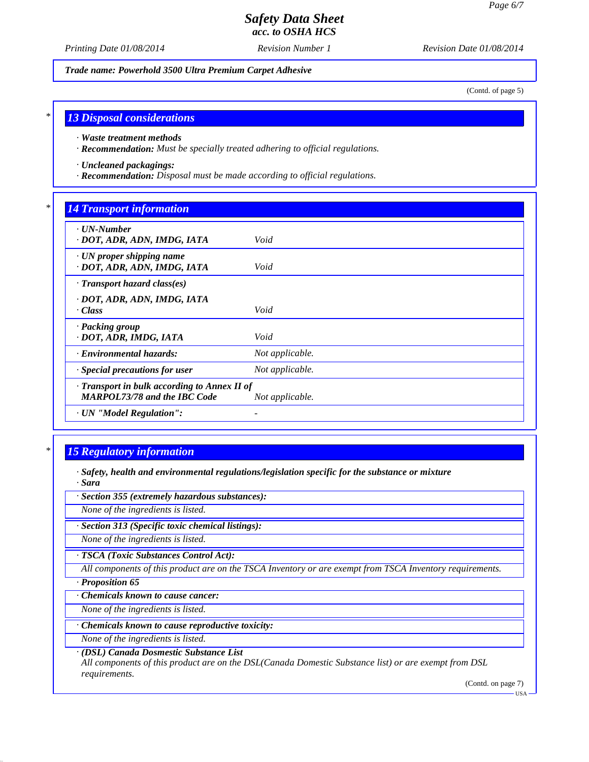**Trade name: Powerhold 3500 Ultra Premium Carpet Adhesive**

(Contd. of page 5)

## 13 Disposal considerations

· ***Waste treatment methods***
· ***Recommendation:*** *Must be specially treated adhering to official regulations.*

· ***Uncleaned packagings:***
· ***Recommendation:*** *Disposal must be made according to official regulations.*

## 14 Transport information

| | |
|---|---|
| · **UN-Number**<br>· **DOT, ADR, ADN, IMDG, IATA** | *Void* |
| · **UN proper shipping name**<br>· **DOT, ADR, ADN, IMDG, IATA** | *Void* |
| · **Transport hazard class(es)**<br>· **DOT, ADR, ADN, IMDG, IATA**<br>· **Class** | *Void* |
| · **Packing group**<br>· **DOT, ADR, IMDG, IATA** | *Void* |
| · **Environmental hazards:** | *Not applicable.* |
| · **Special precautions for user** | *Not applicable.* |
| · **Transport in bulk according to Annex II of MARPOL73/78 and the IBC Code** | *Not applicable.* |
| · **UN "Model Regulation":** | - |

## 15 Regulatory information

· ***Safety, health and environmental regulations/legislation specific for the substance or mixture***
· ***Sara***

· ***Section 355 (extremely hazardous substances):***
*None of the ingredients is listed.*

· ***Section 313 (Specific toxic chemical listings):***
*None of the ingredients is listed.*

· ***TSCA (Toxic Substances Control Act):***
*All components of this product are on the TSCA Inventory or are exempt from TSCA Inventory requirements.*

· ***Proposition 65***

· ***Chemicals known to cause cancer:***
*None of the ingredients is listed.*

· ***Chemicals known to cause reproductive toxicity:***
*None of the ingredients is listed.*

· ***(DSL) Canada Dosmestic Substance List***
*All components of this product are on the DSL(Canada Domestic Substance list) or are exempt from DSL requirements.*

(Contd. on page 7)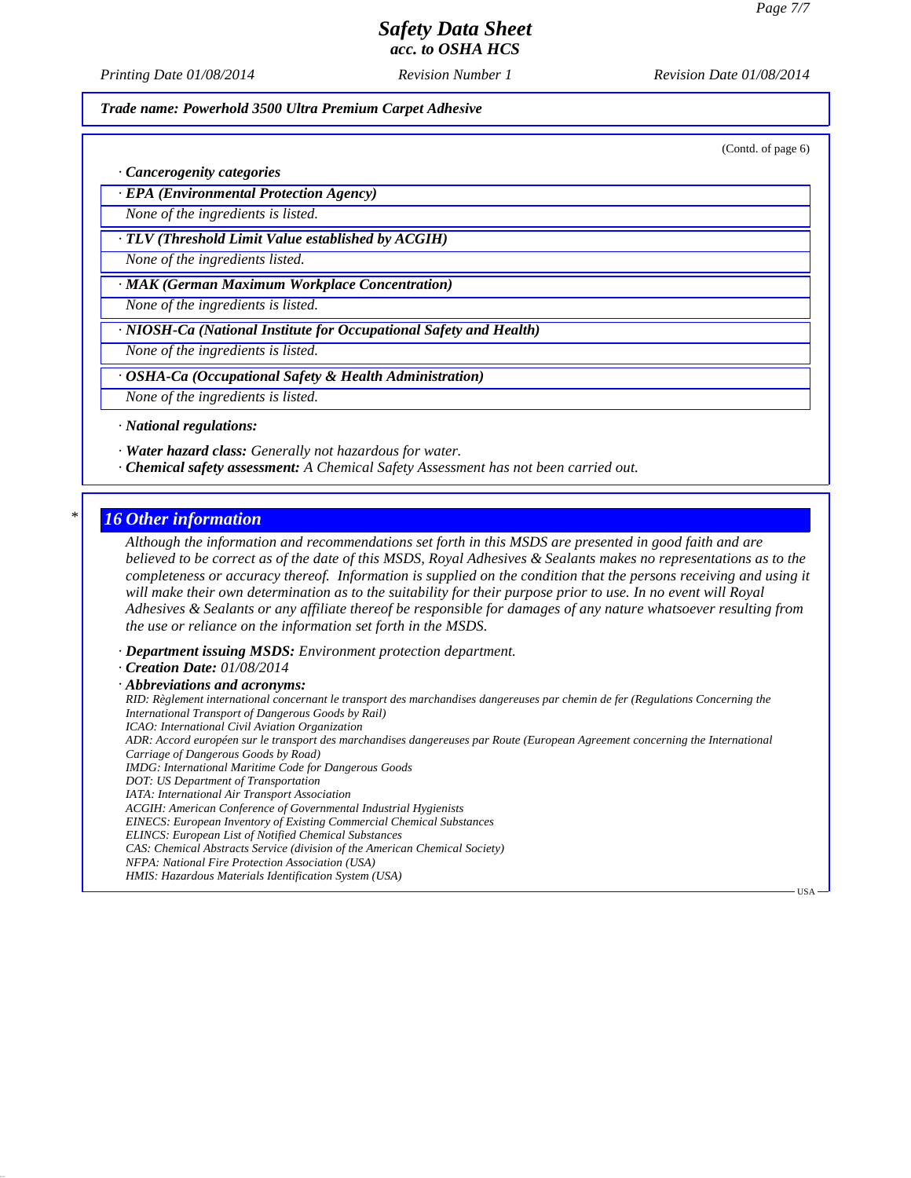(Contd. of page 6)

· *Cancerogenity categories*

· ***EPA (Environmental Protection Agency)***

*None of the ingredients is listed.*

· ***TLV (Threshold Limit Value established by ACGIH)***

*None of the ingredients listed.*

· ***MAK (German Maximum Workplace Concentration)***

*None of the ingredients is listed.*

· ***NIOSH-Ca (National Institute for Occupational Safety and Health)***

*None of the ingredients is listed.*

· ***OSHA-Ca (Occupational Safety & Health Administration)***

*None of the ingredients is listed.*

· ***National regulations:***

· ***Water hazard class:*** *Generally not hazardous for water.*
· ***Chemical safety assessment:*** *A Chemical Safety Assessment has not been carried out.*

## * 16 Other information

*Although the information and recommendations set forth in this MSDS are presented in good faith and are believed to be correct as of the date of this MSDS, Royal Adhesives & Sealants makes no representations as to the completeness or accuracy thereof. Information is supplied on the condition that the persons receiving and using it will make their own determination as to the suitability for their purpose prior to use. In no event will Royal Adhesives & Sealants or any affiliate thereof be responsible for damages of any nature whatsoever resulting from the use or reliance on the information set forth in the MSDS.*

· ***Department issuing MSDS:*** *Environment protection department.*
· ***Creation Date:*** *01/08/2014*
· ***Abbreviations and acronyms:***

*RID: Règlement international concernant le transport des marchandises dangereuses par chemin de fer (Regulations Concerning the International Transport of Dangerous Goods by Rail)*
*ICAO: International Civil Aviation Organization*
*ADR: Accord européen sur le transport des marchandises dangereuses par Route (European Agreement concerning the International Carriage of Dangerous Goods by Road)*
*IMDG: International Maritime Code for Dangerous Goods*
*DOT: US Department of Transportation*
*IATA: International Air Transport Association*
*ACGIH: American Conference of Governmental Industrial Hygienists*
*EINECS: European Inventory of Existing Commercial Chemical Substances*
*ELINCS: European List of Notified Chemical Substances*
*CAS: Chemical Abstracts Service (division of the American Chemical Society)*
*NFPA: National Fire Protection Association (USA)*
*HMIS: Hazardous Materials Identification System (USA)*

USA